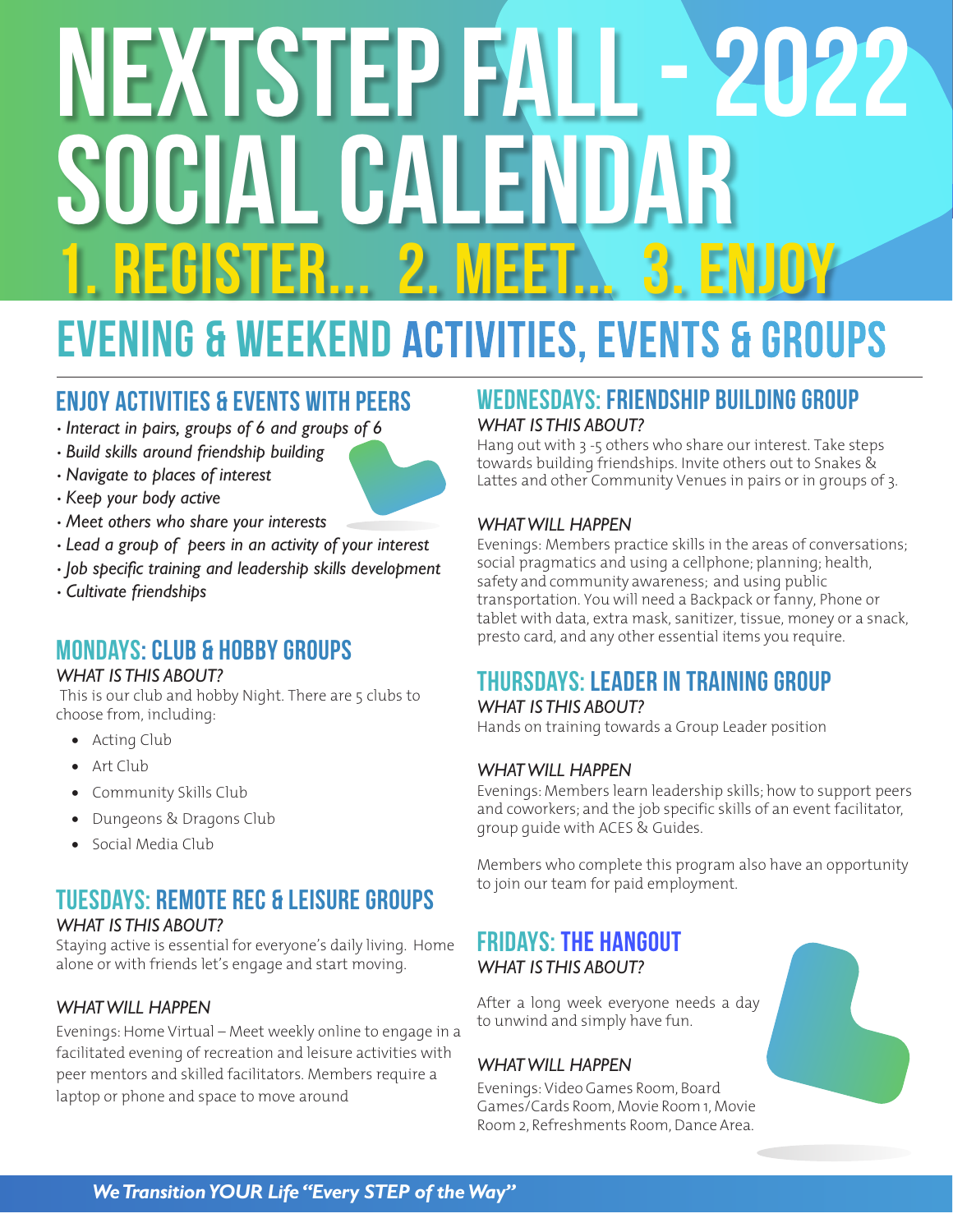# NEXTSTEP FALL - 2022 SOCIAL CALENDAR

## 1. REGISTER... 2. MEET... 3. ENJOY

## EVENING & WEEKEND ACTIVITIES, EVENTS & GROUPS

### ENJOY ACTIVITIES & EVENTS WITH PEERS

- *Interact in pairs, groups of 6 and groups of 6*
- *Build skills around friendship building*
- *Navigate to places of interest*
- *Keep your body active*
- *Meet others who share your interests*
- *Lead a group of peers in an activity of your interest*
- *Job specific training and leadership skills development*
- *Cultivate friendships*

### MONDAYS: CLUB & HOBBY GROUPS

*WHAT IS THIS ABOUT?*

This is our club and hobby Night. There are 5 clubs to choose from, including:

- Acting Club
- Art Club
- Community Skills Club
- Dungeons & Dragons Club
- Social Media Club

### TUESDAYS: REMOTE REC & LEISURE GROUPS

*WHAT IS THIS ABOUT?*

Staying active is essential for everyone's daily living. Home alone or with friends let's engage and start moving.

*WHAT WILL HAPPEN*

Evenings: Home Virtual – Meet weekly online to engage in a facilitated evening of recreation and leisure activities with peer mentors and skilled facilitators. Members require a laptop or phone and space to move around

### WEDNESDAYS: FRIENDSHIP BUILDING GROUP

*WHAT IS THIS ABOUT?*

Hang out with 3 -5 others who share our interest. Take steps towards building friendships. Invite others out to Snakes & Lattes and other Community Venues in pairs or in groups of 3.

*WHAT WILL HAPPEN*

Evenings: Members practice skills in the areas of conversations; social pragmatics and using a cellphone; planning; health, safety and community awareness; and using public transportation. You will need a Backpack or fanny, Phone or tablet with data, extra mask, sanitizer, tissue, money or a snack, presto card, and any other essential items you require.

### THURSDAYS: LEADER IN TRAINING GROUP

*WHAT IS THIS ABOUT?*

Hands on training towards a Group Leader position

*WHAT WILL HAPPEN*

Evenings: Members learn leadership skills; how to support peers and coworkers; and the job specific skills of an event facilitator, group guide with ACES & Guides.

Members who complete this program also have an opportunity to join our team for paid employment.

### FRIDAYS: THE HANGOUT

*WHAT IS THIS ABOUT?*

After a long week everyone needs a day to unwind and simply have fun.

*WHAT WILL HAPPEN*

Evenings: Video Games Room, Board Games/Cards Room, Movie Room 1, Movie Room 2, Refreshments Room, Dance Area.

***We Transition YOUR Life "Every STEP of the Way"***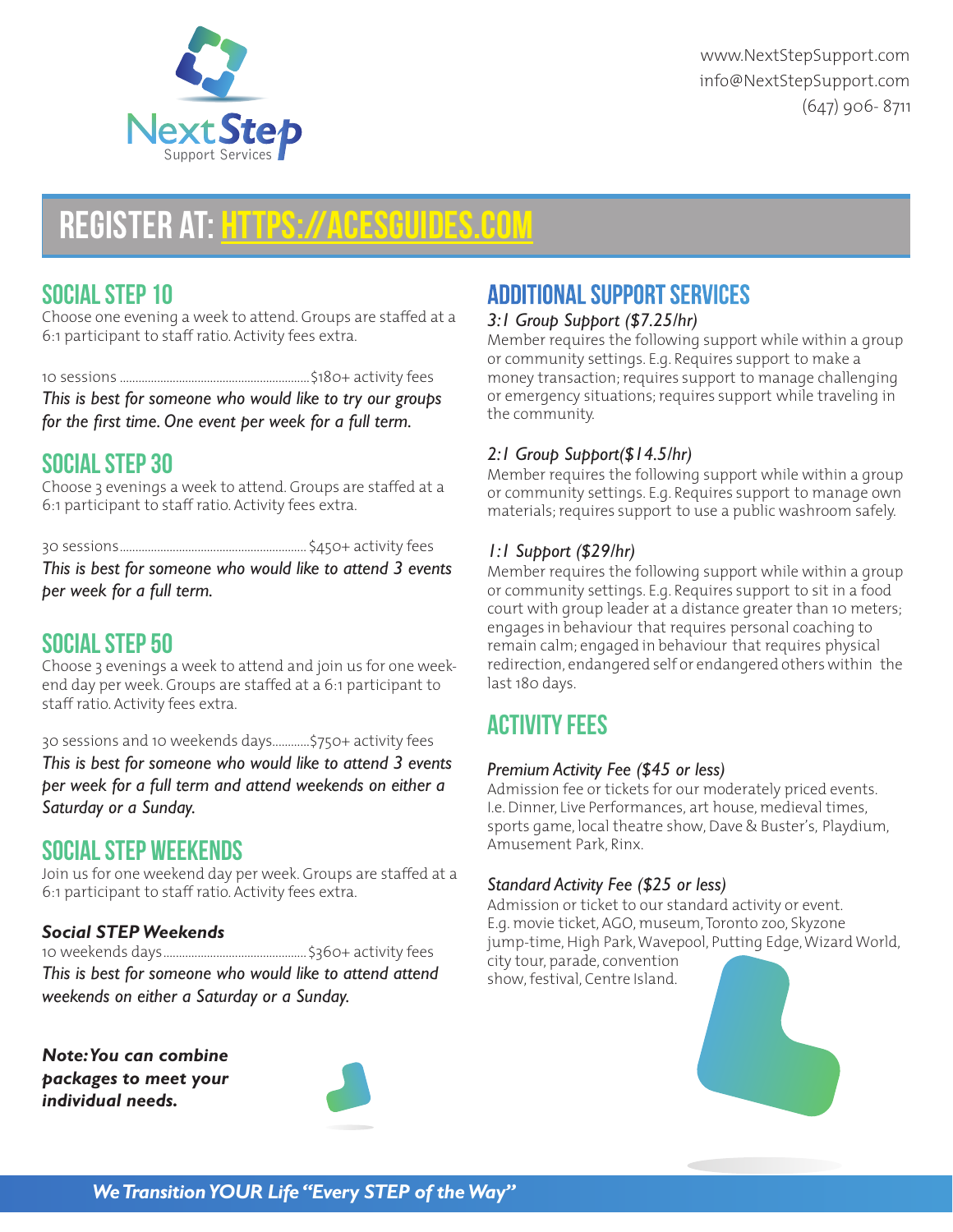NextStep Support Services

www.NextStepSupport.com
info@NextStepSupport.com
(647) 906- 8711

# REGISTER AT: [HTTPS://ACESGUIDES.COM](https://acesguides.com)

## SOCIAL STEP 10

Choose one evening a week to attend. Groups are staffed at a 6:1 participant to staff ratio. Activity fees extra.

10 sessions ............................................................$180+ activity fees

*This is best for someone who would like to try our groups for the first time. One event per week for a full term.*

## SOCIAL STEP 30

Choose 3 evenings a week to attend. Groups are staffed at a 6:1 participant to staff ratio. Activity fees extra.

30 sessions............................................................ $450+ activity fees

*This is best for someone who would like to attend 3 events per week for a full term.*

## SOCIAL STEP 50

Choose 3 evenings a week to attend and join us for one weekend day per week. Groups are staffed at a 6:1 participant to staff ratio. Activity fees extra.

30 sessions and 10 weekends days............$750+ activity fees

*This is best for someone who would like to attend 3 events per week for a full term and attend weekends on either a Saturday or a Sunday.*

## SOCIAL STEP WEEKENDS

Join us for one weekend day per week. Groups are staffed at a 6:1 participant to staff ratio. Activity fees extra.

***Social STEP Weekends***

10 weekends days.............................................$360+ activity fees

*This is best for someone who would like to attend attend weekends on either a Saturday or a Sunday.*

***Note: You can combine packages to meet your individual needs.***

## ADDITIONAL SUPPORT SERVICES

*3:1 Group Support ($7.25/hr)*

Member requires the following support while within a group or community settings. E.g. Requires support to make a money transaction; requires support to manage challenging or emergency situations; requires support while traveling in the community.

*2:1 Group Support($14.5/hr)*

Member requires the following support while within a group or community settings. E.g. Requires support to manage own materials; requires support to use a public washroom safely.

*1:1 Support ($29/hr)*

Member requires the following support while within a group or community settings. E.g. Requires support to sit in a food court with group leader at a distance greater than 10 meters; engages in behaviour that requires personal coaching to remain calm; engaged in behaviour that requires physical redirection, endangered self or endangered others within the last 180 days.

## ACTIVITY FEES

*Premium Activity Fee ($45 or less)*

Admission fee or tickets for our moderately priced events. I.e. Dinner, Live Performances, art house, medieval times, sports game, local theatre show, Dave & Buster's, Playdium, Amusement Park, Rinx.

*Standard Activity Fee ($25 or less)*

Admission or ticket to our standard activity or event. E.g. movie ticket, AGO, museum, Toronto zoo, Skyzone jump-time, High Park, Wavepool, Putting Edge, Wizard World, city tour, parade, convention show, festival, Centre Island.

***We Transition YOUR Life "Every STEP of the Way"***